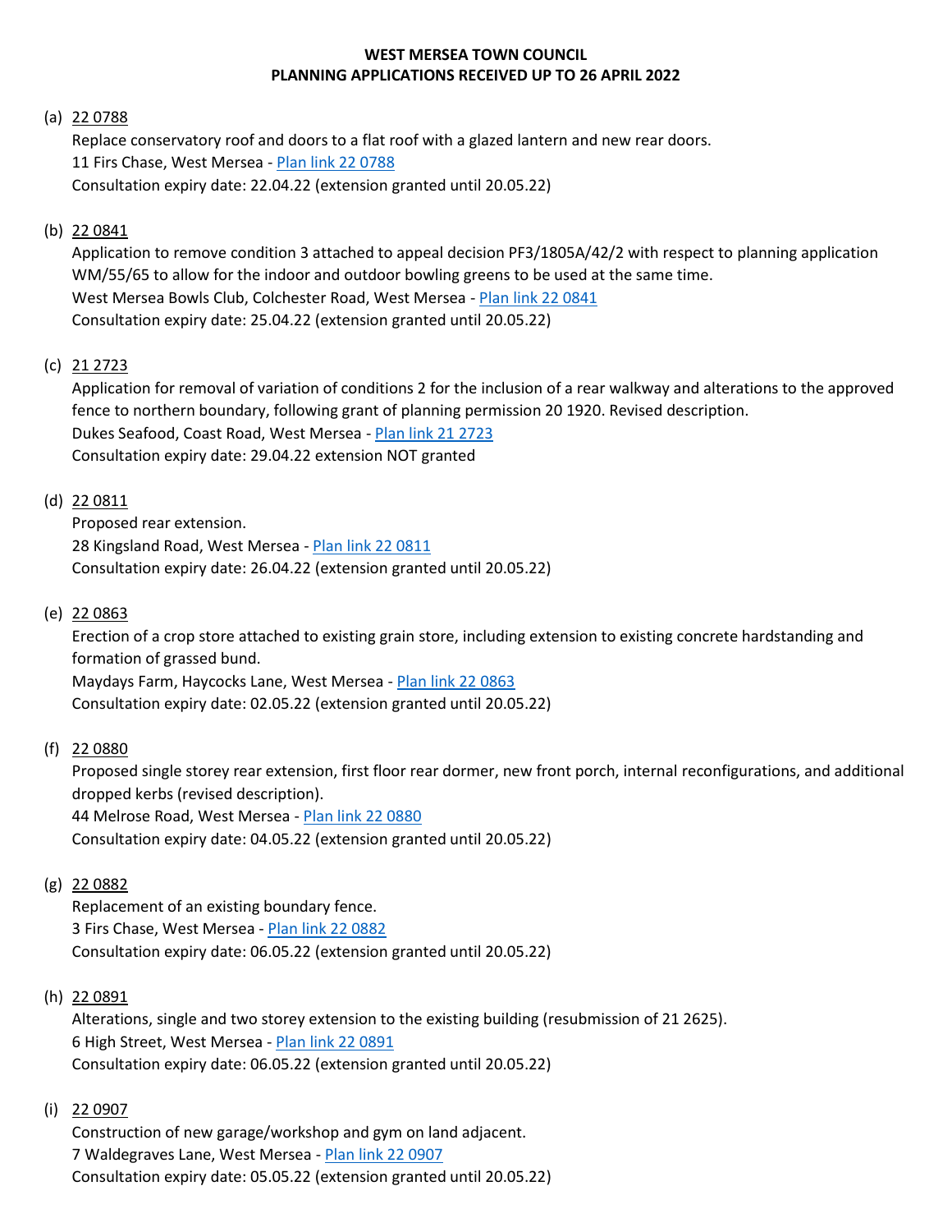# WEST MERSEA TOWN COUNCIL
## PLANNING APPLICATIONS RECEIVED UP TO 26 APRIL 2022

(a) 22 0788
Replace conservatory roof and doors to a flat roof with a glazed lantern and new rear doors.
11 Firs Chase, West Mersea - Plan link 22 0788
Consultation expiry date: 22.04.22 (extension granted until 20.05.22)

(b) 22 0841
Application to remove condition 3 attached to appeal decision PF3/1805A/42/2 with respect to planning application WM/55/65 to allow for the indoor and outdoor bowling greens to be used at the same time.
West Mersea Bowls Club, Colchester Road, West Mersea - Plan link 22 0841
Consultation expiry date: 25.04.22 (extension granted until 20.05.22)

(c) 21 2723
Application for removal of variation of conditions 2 for the inclusion of a rear walkway and alterations to the approved fence to northern boundary, following grant of planning permission 20 1920. Revised description.
Dukes Seafood, Coast Road, West Mersea - Plan link 21 2723
Consultation expiry date: 29.04.22 extension NOT granted

(d) 22 0811
Proposed rear extension.
28 Kingsland Road, West Mersea - Plan link 22 0811
Consultation expiry date: 26.04.22 (extension granted until 20.05.22)

(e) 22 0863
Erection of a crop store attached to existing grain store, including extension to existing concrete hardstanding and formation of grassed bund.
Maydays Farm, Haycocks Lane, West Mersea - Plan link 22 0863
Consultation expiry date: 02.05.22 (extension granted until 20.05.22)

(f) 22 0880
Proposed single storey rear extension, first floor rear dormer, new front porch, internal reconfigurations, and additional dropped kerbs (revised description).
44 Melrose Road, West Mersea - Plan link 22 0880
Consultation expiry date: 04.05.22 (extension granted until 20.05.22)

(g) 22 0882
Replacement of an existing boundary fence.
3 Firs Chase, West Mersea - Plan link 22 0882
Consultation expiry date: 06.05.22 (extension granted until 20.05.22)

(h) 22 0891
Alterations, single and two storey extension to the existing building (resubmission of 21 2625).
6 High Street, West Mersea - Plan link 22 0891
Consultation expiry date: 06.05.22 (extension granted until 20.05.22)

(i) 22 0907
Construction of new garage/workshop and gym on land adjacent.
7 Waldegraves Lane, West Mersea - Plan link 22 0907
Consultation expiry date: 05.05.22 (extension granted until 20.05.22)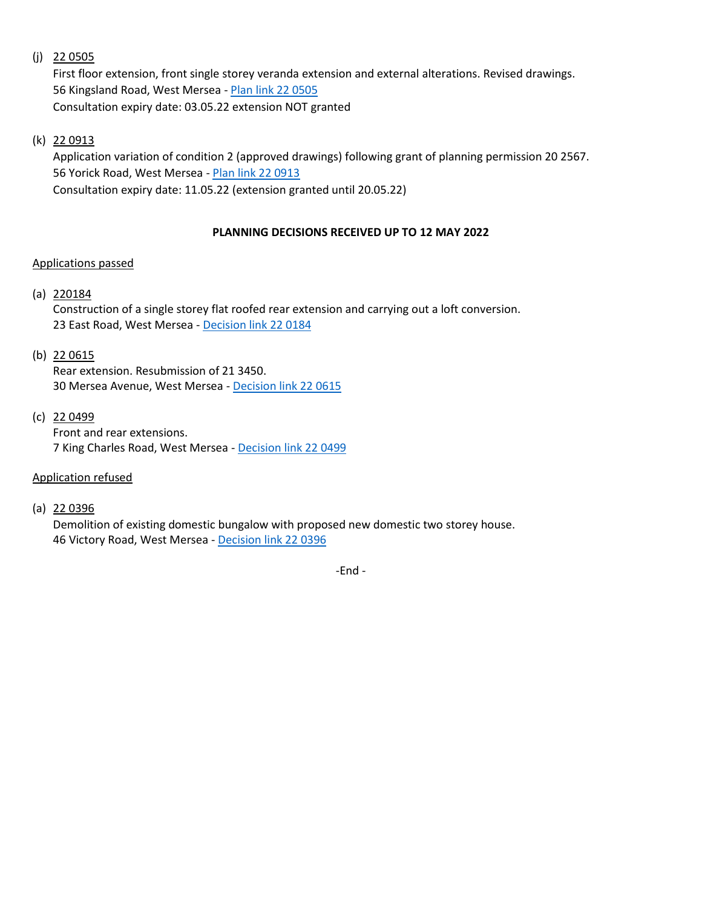(j) 22 0505
First floor extension, front single storey veranda extension and external alterations. Revised drawings.
56 Kingsland Road, West Mersea - Plan link 22 0505
Consultation expiry date: 03.05.22 extension NOT granted

(k) 22 0913
Application variation of condition 2 (approved drawings) following grant of planning permission 20 2567.
56 Yorick Road, West Mersea - Plan link 22 0913
Consultation expiry date: 11.05.22 (extension granted until 20.05.22)

**PLANNING DECISIONS RECEIVED UP TO 12 MAY 2022**

Applications passed

(a) 220184
Construction of a single storey flat roofed rear extension and carrying out a loft conversion.
23 East Road, West Mersea - Decision link 22 0184

(b) 22 0615
Rear extension. Resubmission of 21 3450.
30 Mersea Avenue, West Mersea - Decision link 22 0615

(c) 22 0499
Front and rear extensions.
7 King Charles Road, West Mersea - Decision link 22 0499

Application refused

(a) 22 0396
Demolition of existing domestic bungalow with proposed new domestic two storey house.
46 Victory Road, West Mersea - Decision link 22 0396

-End -